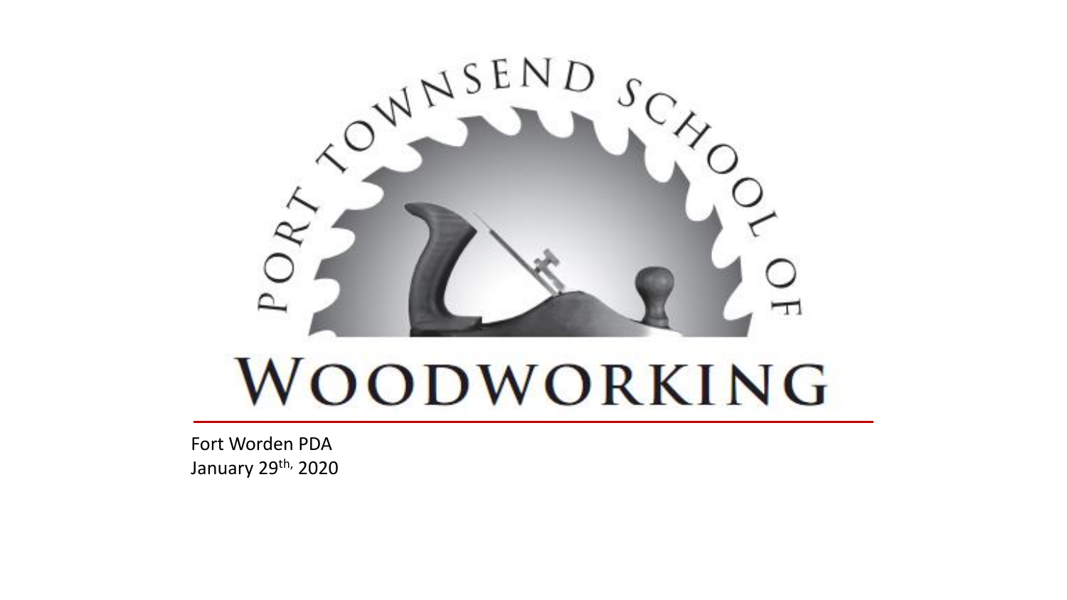# PORT TOWNSEND SCHOOL OF WOODWORKING

Fort Worden PDA
January 29th, 2020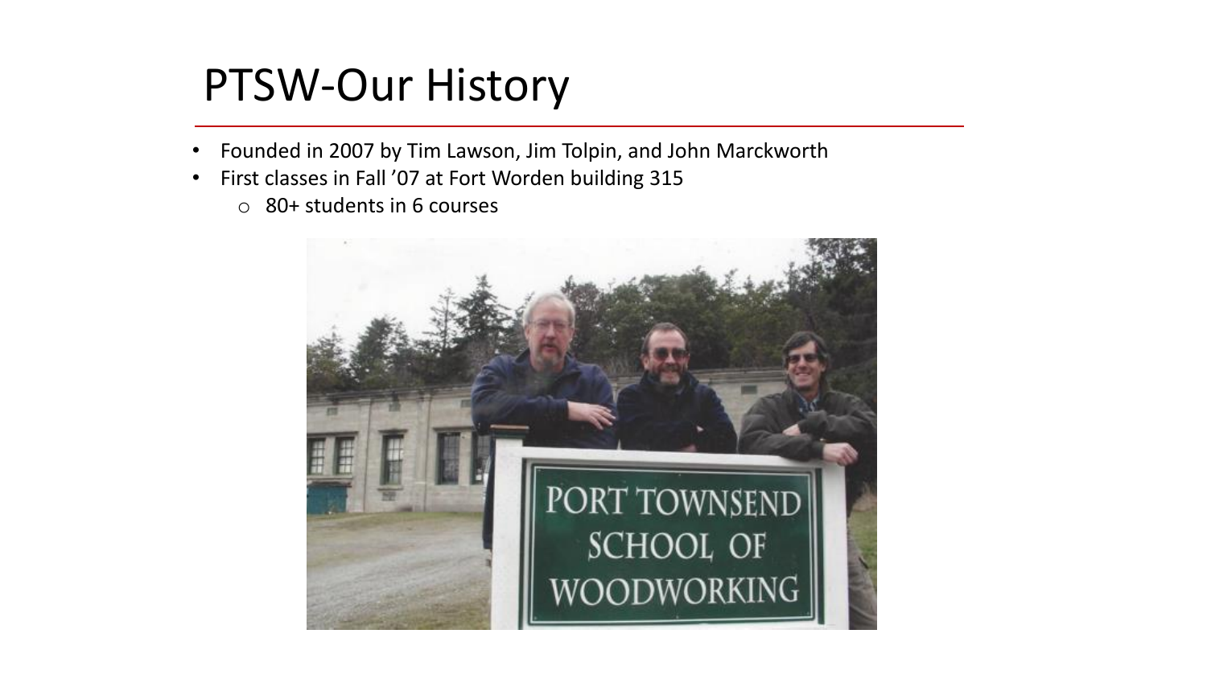# PTSW-Our History

- Founded in 2007 by Tim Lawson, Jim Tolpin, and John Marckworth
- First classes in Fall '07 at Fort Worden building 315
  - 80+ students in 6 courses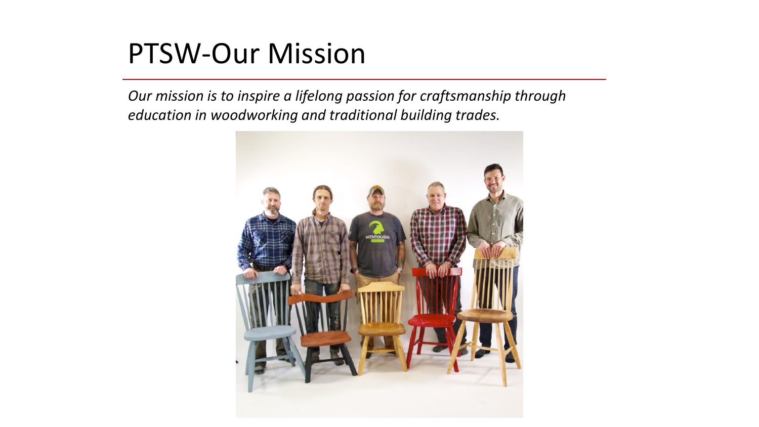# PTSW-Our Mission

*Our mission is to inspire a lifelong passion for craftsmanship through education in woodworking and traditional building trades.*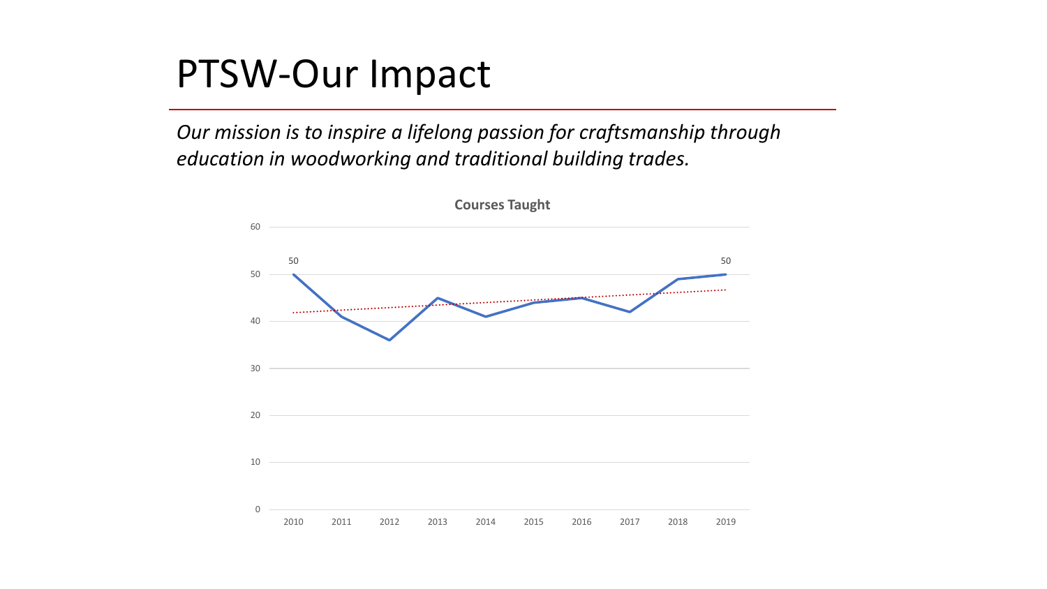# PTSW-Our Impact

*Our mission is to inspire a lifelong passion for craftsmanship through education in woodworking and traditional building trades.*

**Courses Taught**

60
50
40
30
20
10
0

50 | 50

2010 2011 2012 2013 2014 2015 2016 2017 2018 2019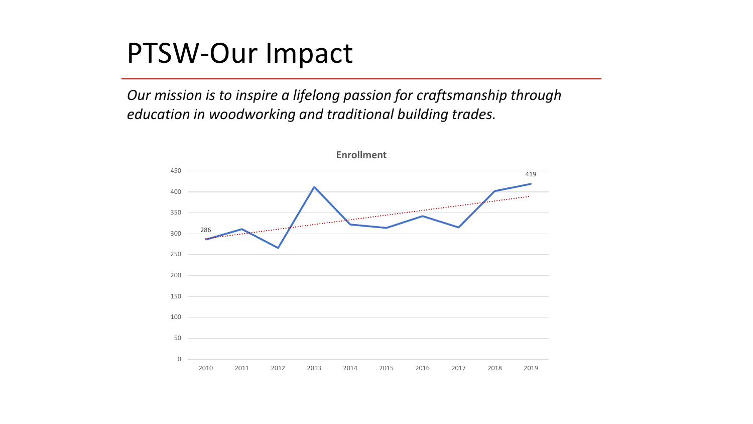# PTSW-Our Impact

*Our mission is to inspire a lifelong passion for craftsmanship through education in woodworking and traditional building trades.*

**Enrollment**

| Year | Enrollment |
|---|---|
| 2010 | 286 |
| 2019 | 419 |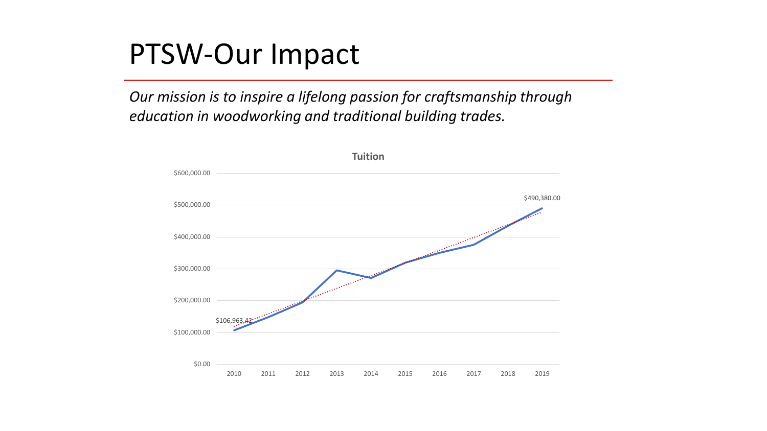# PTSW-Our Impact

*Our mission is to inspire a lifelong passion for craftsmanship through education in woodworking and traditional building trades.*

**Tuition**

$600,000.00
$500,000.00
$400,000.00
$300,000.00
$200,000.00
$100,000.00
$0.00

$106,963.42

$490,380.00

2010 2011 2012 2013 2014 2015 2016 2017 2018 2019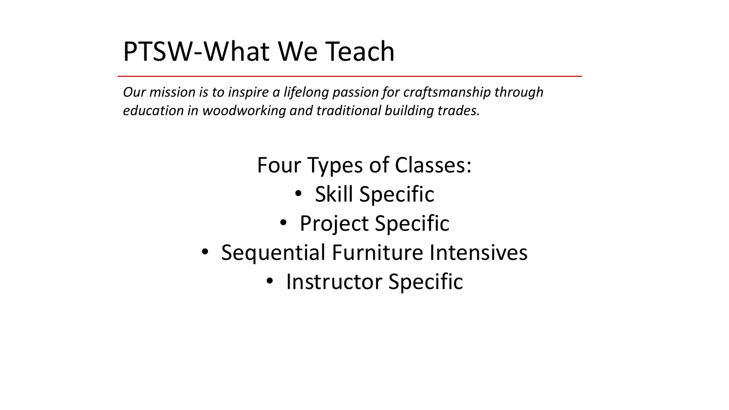# PTSW-What We Teach

*Our mission is to inspire a lifelong passion for craftsmanship through education in woodworking and traditional building trades.*

Four Types of Classes:

- Skill Specific
- Project Specific
- Sequential Furniture Intensives
- Instructor Specific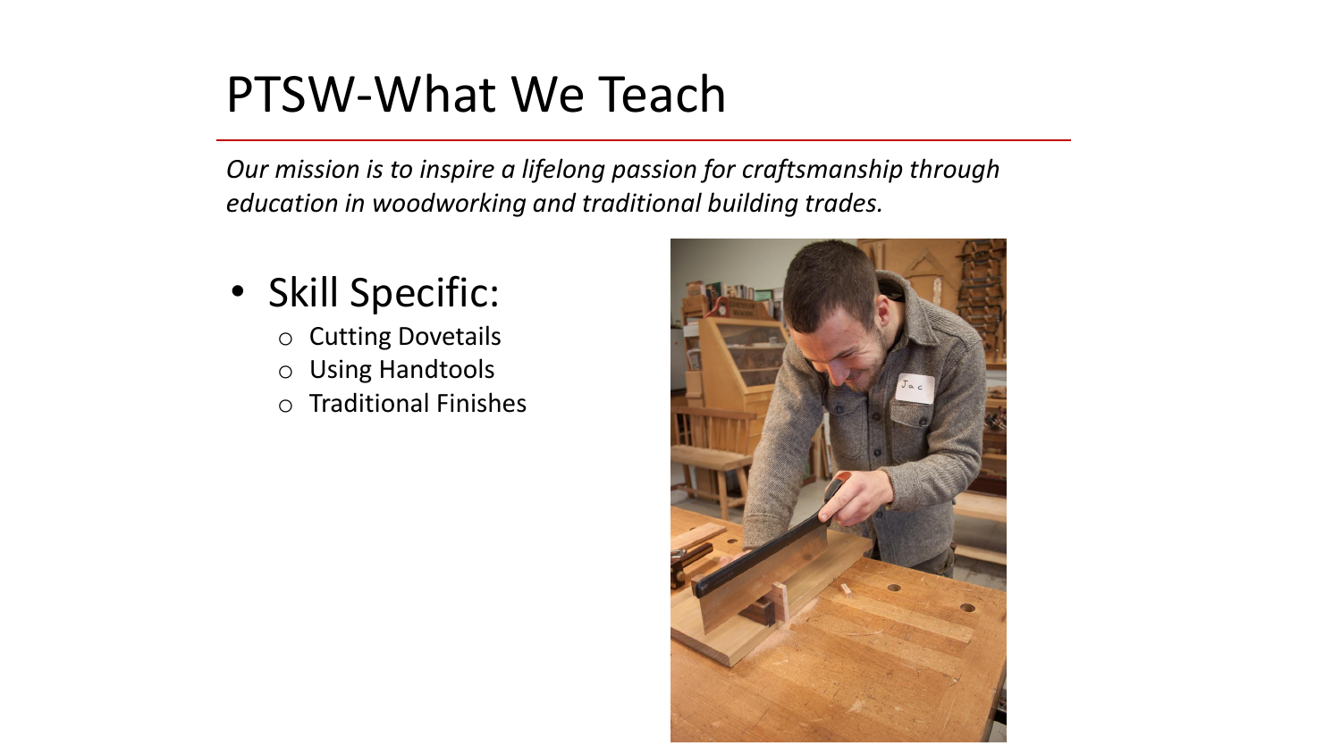# PTSW-What We Teach

*Our mission is to inspire a lifelong passion for craftsmanship through education in woodworking and traditional building trades.*

- Skill Specific:
  - Cutting Dovetails
  - Using Handtools
  - Traditional Finishes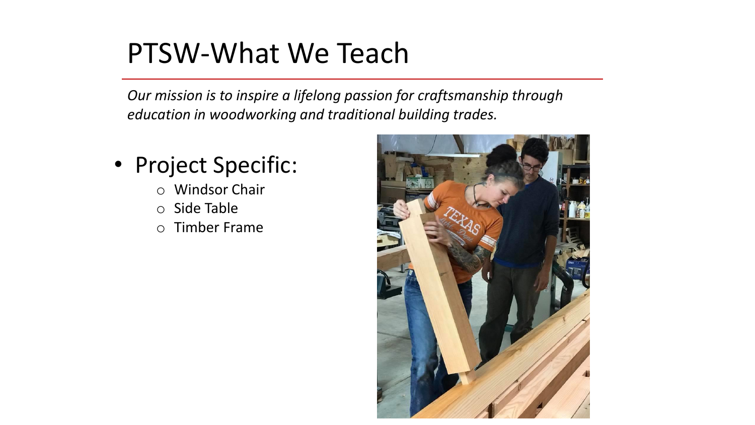# PTSW-What We Teach

*Our mission is to inspire a lifelong passion for craftsmanship through education in woodworking and traditional building trades.*

- Project Specific:
  - Windsor Chair
  - Side Table
  - Timber Frame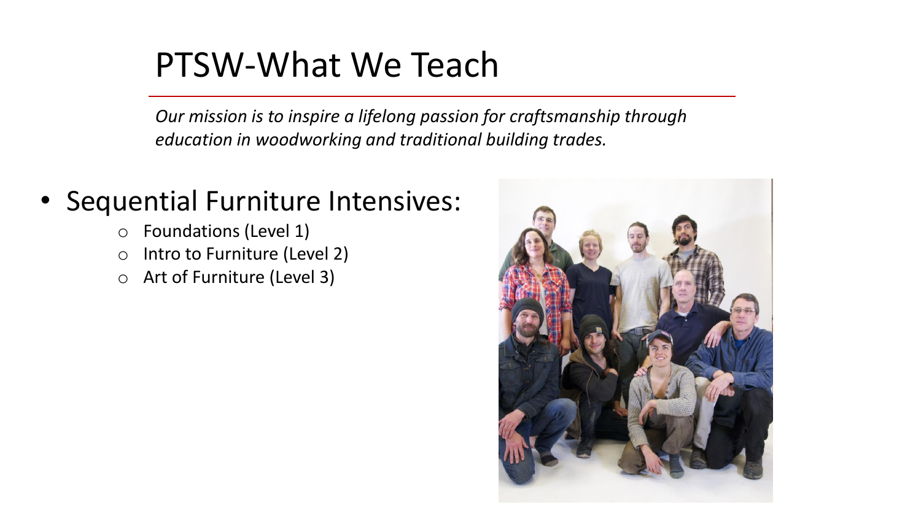# PTSW-What We Teach

*Our mission is to inspire a lifelong passion for craftsmanship through education in woodworking and traditional building trades.*

- Sequential Furniture Intensives:
  - Foundations (Level 1)
  - Intro to Furniture (Level 2)
  - Art of Furniture (Level 3)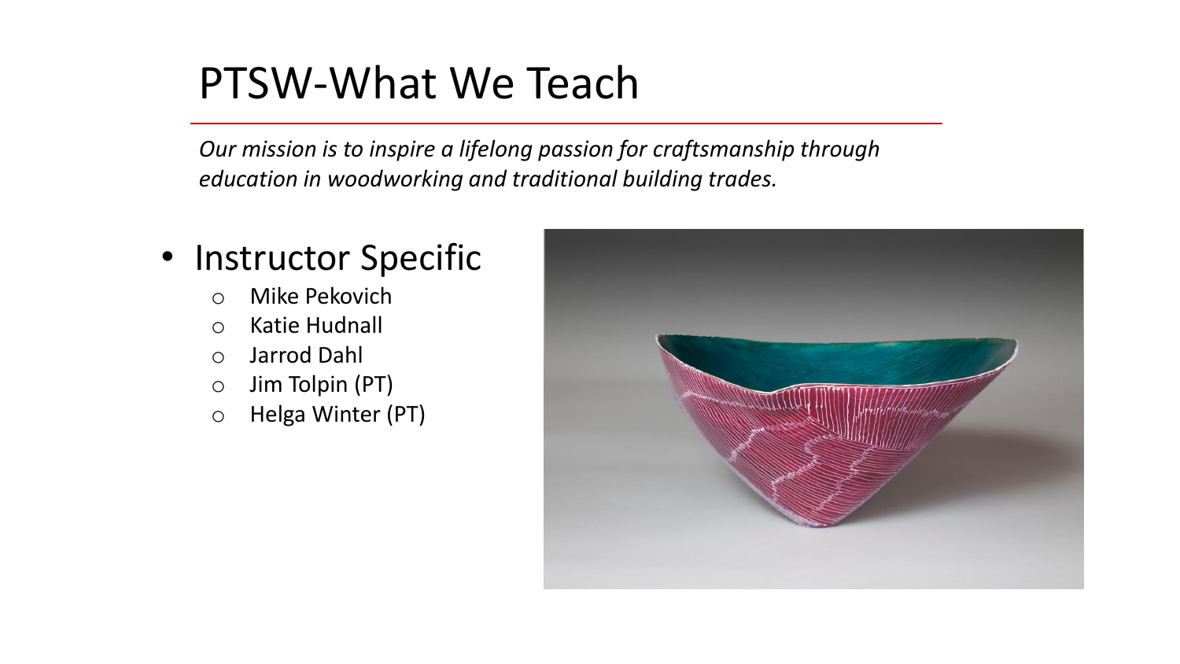# PTSW-What We Teach

*Our mission is to inspire a lifelong passion for craftsmanship through education in woodworking and traditional building trades.*

- Instructor Specific
  - Mike Pekovich
  - Katie Hudnall
  - Jarrod Dahl
  - Jim Tolpin (PT)
  - Helga Winter (PT)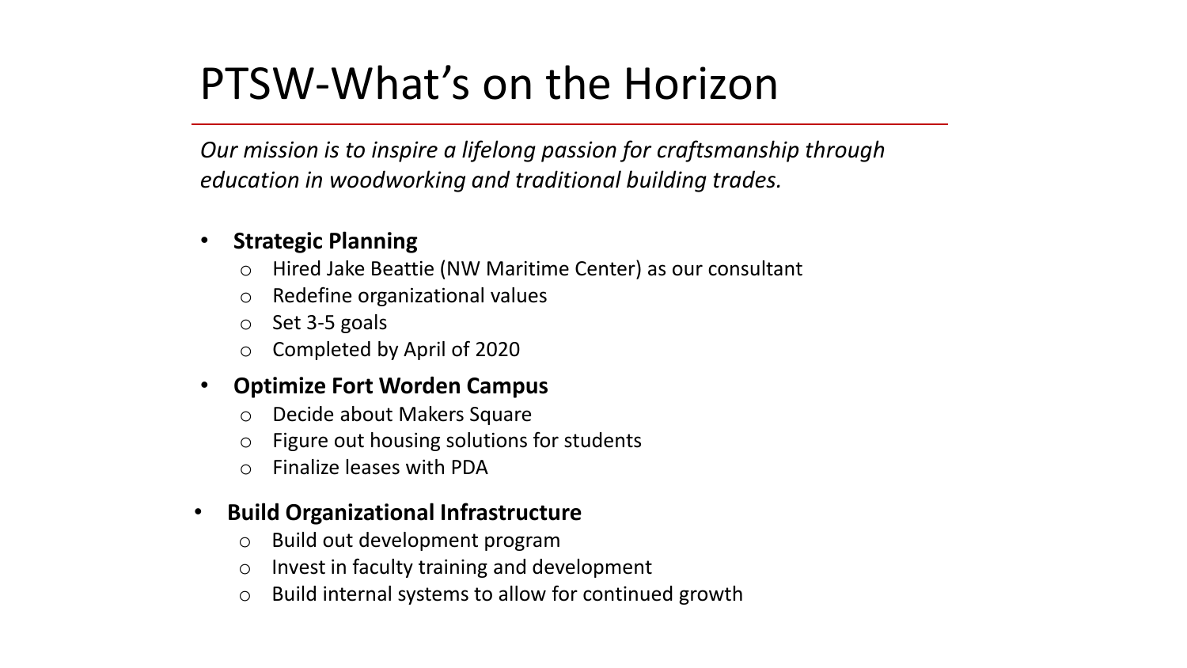# PTSW-What's on the Horizon

*Our mission is to inspire a lifelong passion for craftsmanship through education in woodworking and traditional building trades.*

- **Strategic Planning**
  - Hired Jake Beattie (NW Maritime Center) as our consultant
  - Redefine organizational values
  - Set 3-5 goals
  - Completed by April of 2020
- **Optimize Fort Worden Campus**
  - Decide about Makers Square
  - Figure out housing solutions for students
  - Finalize leases with PDA
- **Build Organizational Infrastructure**
  - Build out development program
  - Invest in faculty training and development
  - Build internal systems to allow for continued growth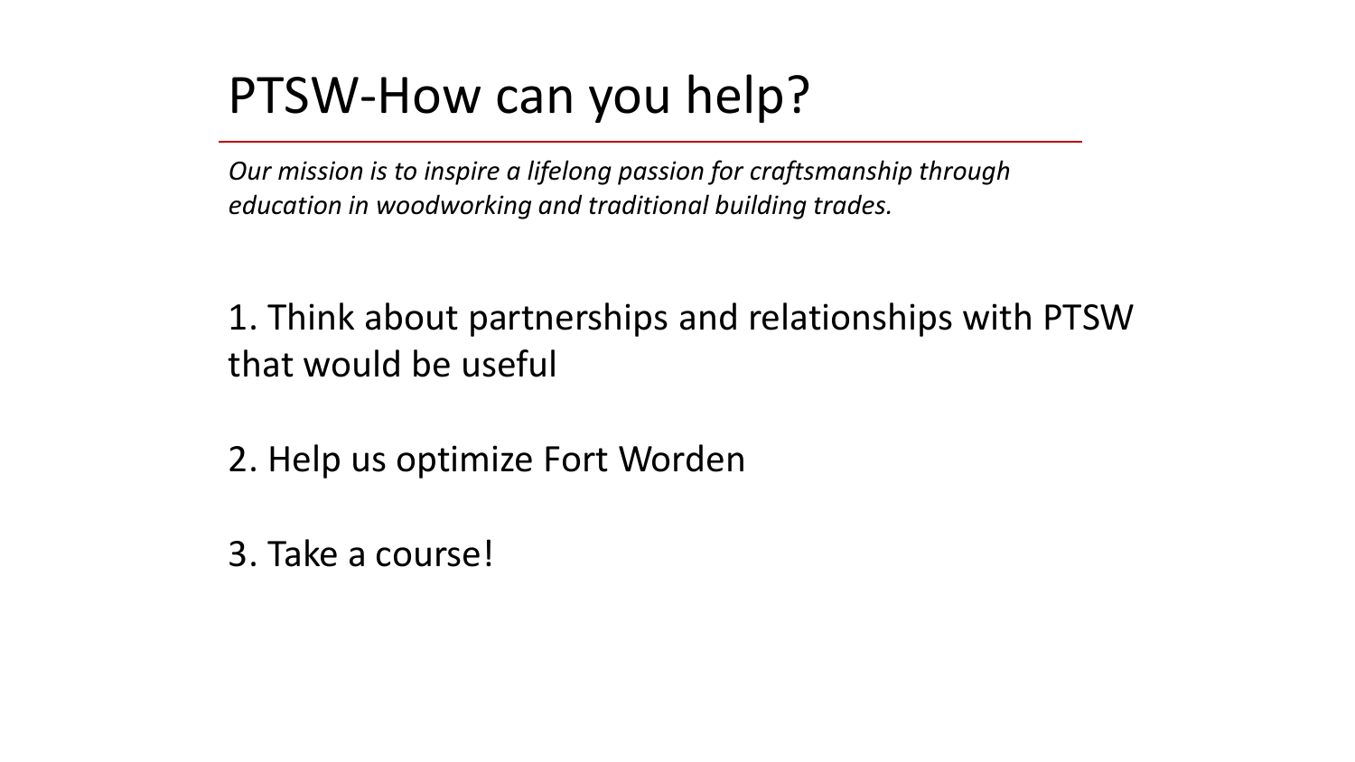# PTSW-How can you help?

*Our mission is to inspire a lifelong passion for craftsmanship through education in woodworking and traditional building trades.*

1. Think about partnerships and relationships with PTSW that would be useful

2. Help us optimize Fort Worden

3. Take a course!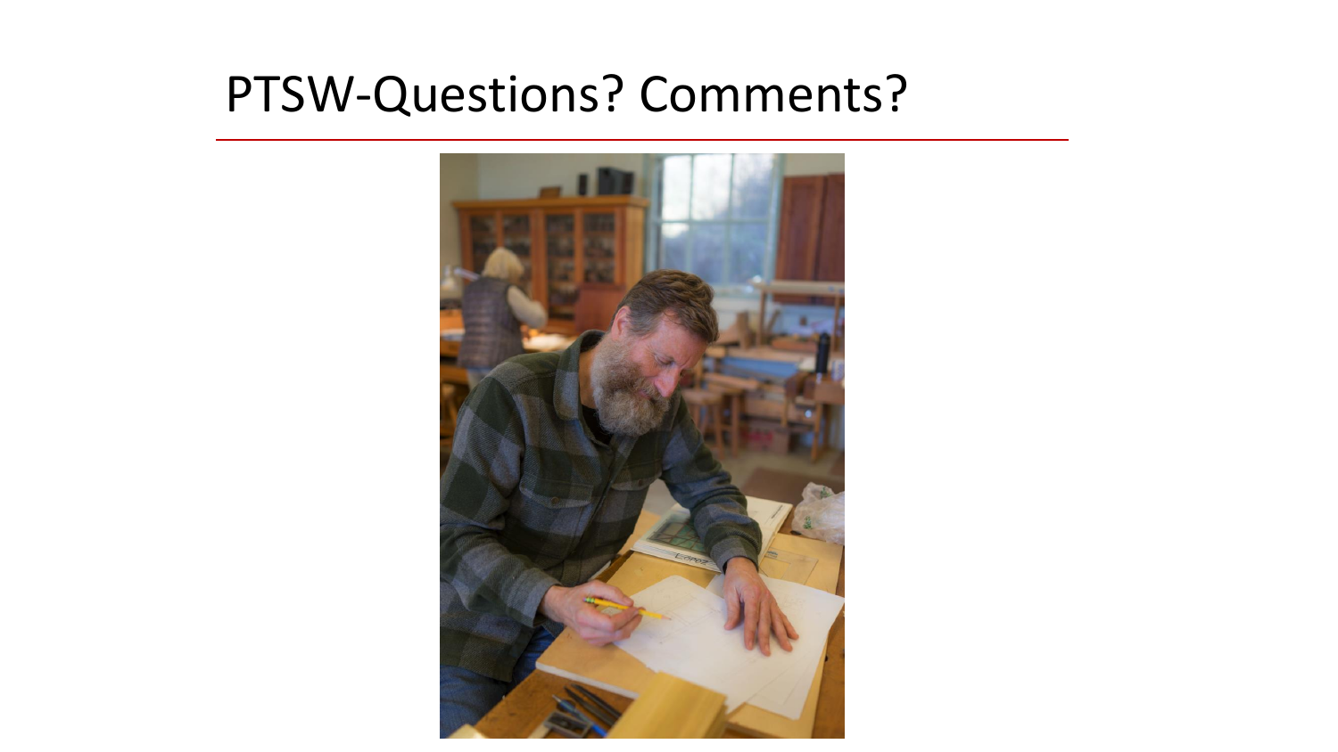# PTSW-Questions? Comments?